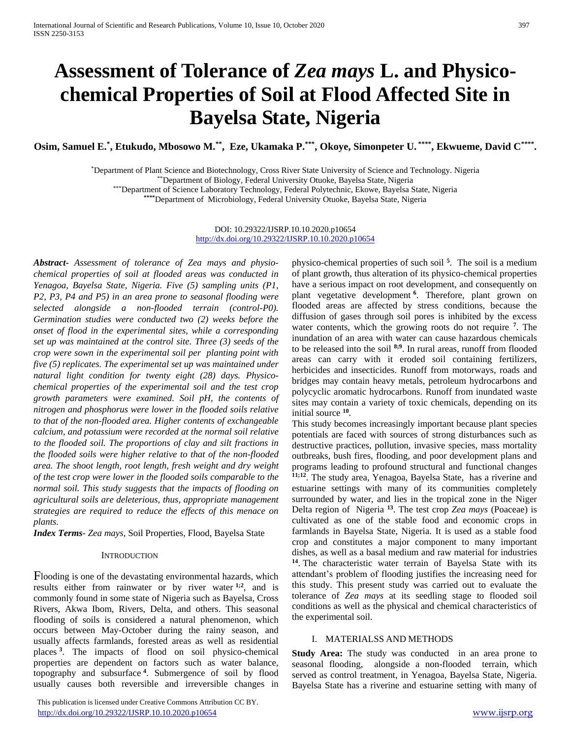# Assessment of Tolerance of *Zea mays* L. and Physico-chemical Properties of Soil at Flood Affected Site in Bayelsa State, Nigeria

**Osim, Samuel E.[\*], Etukudo, Mbosowo M.[\*\*], Eze, Ukamaka P.[\*\*\*], Okoye, Simonpeter U.[\*\*\*\*], Ekwueme, David C[\*\*\*\*].**

[\*]Department of Plant Science and Biotechnology, Cross River State University of Science and Technology. Nigeria
[\*\*]Department of Biology, Federal University Otuoke, Bayelsa State, Nigeria
[\*\*\*]Department of Science Laboratory Technology, Federal Polytechnic, Ekowe, Bayelsa State, Nigeria
[\*\*\*\*]Department of Microbiology, Federal University Otuoke, Bayelsa State, Nigeria

DOI: 10.29322/IJSRP.10.10.2020.p10654
http://dx.doi.org/10.29322/IJSRP.10.10.2020.p10654

***Abstract-*** *Assessment of tolerance of Zea mays and physio-chemical properties of soil at flooded areas was conducted in Yenagoa, Bayelsa State, Nigeria. Five (5) sampling units (P1, P2, P3, P4 and P5) in an area prone to seasonal flooding were selected alongside a non-flooded terrain (control-P0). Germination studies were conducted two (2) weeks before the onset of flood in the experimental sites, while a corresponding set up was maintained at the control site. Three (3) seeds of the crop were sown in the experimental soil per planting point with five (5) replicates. The experimental set up was maintained under natural light condition for twenty eight (28) days. Physico-chemical properties of the experimental soil and the test crop growth parameters were examined. Soil pH, the contents of nitrogen and phosphorus were lower in the flooded soils relative to that of the non-flooded area. Higher contents of exchangeable calcium, and potassium were recorded at the normal soil relative to the flooded soil. The proportions of clay and silt fractions in the flooded soils were higher relative to that of the non-flooded area. The shoot length, root length, fresh weight and dry weight of the test crop were lower in the flooded soils comparable to the normal soil. This study suggests that the impacts of flooding on agricultural soils are deleterious, thus, appropriate management strategies are required to reduce the effects of this menace on plants.*

***Index Terms-*** *Zea mays*, Soil Properties, Flood, Bayelsa State

## INTRODUCTION

Flooding is one of the devastating environmental hazards, which results either from rainwater or by river water [1;2], and is commonly found in some state of Nigeria such as Bayelsa, Cross Rivers, Akwa Ibom, Rivers, Delta, and others. This seasonal flooding of soils is considered a natural phenomenon, which occurs between May-October during the rainy season, and usually affects farmlands, forested areas as well as residential places [3]. The impacts of flood on soil physico-chemical properties are dependent on factors such as water balance, topography and subsurface [4]. Submergence of soil by flood usually causes both reversible and irreversible changes in physico-chemical properties of such soil [5]. The soil is a medium of plant growth, thus alteration of its physico-chemical properties have a serious impact on root development, and consequently on plant vegetative development [6]. Therefore, plant grown on flooded areas are affected by stress conditions, because the diffusion of gases through soil pores is inhibited by the excess water contents, which the growing roots do not require [7]. The inundation of an area with water can cause hazardous chemicals to be released into the soil [8;9]. In rural areas, runoff from flooded areas can carry with it eroded soil containing fertilizers, herbicides and insecticides. Runoff from motorways, roads and bridges may contain heavy metals, petroleum hydrocarbons and polycyclic aromatic hydrocarbons. Runoff from inundated waste sites may contain a variety of toxic chemicals, depending on its initial source [10].

This study becomes increasingly important because plant species potentials are faced with sources of strong disturbances such as destructive practices, pollution, invasive species, mass mortality outbreaks, bush fires, flooding, and poor development plans and programs leading to profound structural and functional changes [11;12]. The study area, Yenagoa, Bayelsa State, has a riverine and estuarine settings with many of its communities completely surrounded by water, and lies in the tropical zone in the Niger Delta region of Nigeria [13]. The test crop *Zea mays* (Poaceae) is cultivated as one of the stable food and economic crops in farmlands in Bayelsa State, Nigeria. It is used as a stable food crop and constitutes a major component to many important dishes, as well as a basal medium and raw material for industries [14]. The characteristic water terrain of Bayelsa State with its attendant's problem of flooding justifies the increasing need for this study. This present study was carried out to evaluate the tolerance of *Zea mays* at its seedling stage to flooded soil conditions as well as the physical and chemical characteristics of the experimental soil.

## I. MATERIALSS AND METHODS

**Study Area:** The study was conducted in an area prone to seasonal flooding, alongside a non-flooded terrain, which served as control treatment, in Yenagoa, Bayelsa State, Nigeria. Bayelsa State has a riverine and estuarine setting with many of

This publication is licensed under Creative Commons Attribution CC BY.
http://dx.doi.org/10.29322/IJSRP.10.10.2020.p10654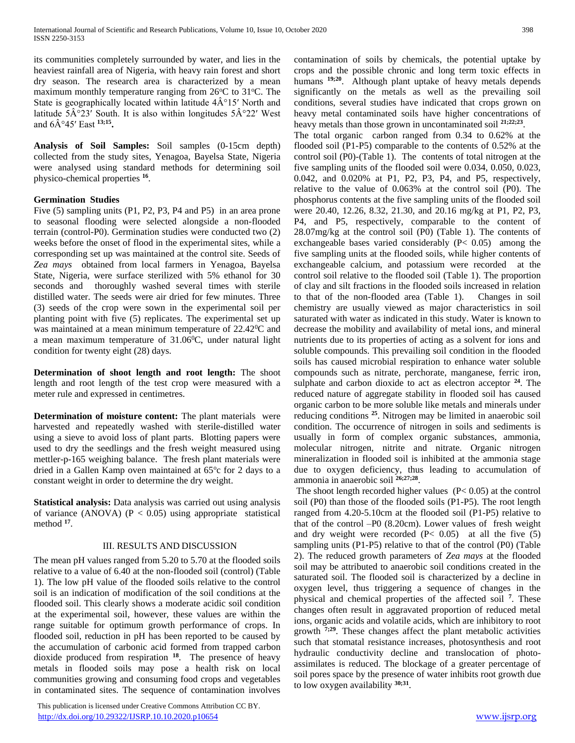its communities completely surrounded by water, and lies in the heaviest rainfall area of Nigeria, with heavy rain forest and short dry season. The research area is characterized by a mean maximum monthly temperature ranging from 26$^{o}$C to 31$^{o}$C. The State is geographically located within latitude 4Â°15′ North and latitude 5Â°23′ South. It is also within longitudes 5Â°22′ West and 6Â°45′ East [13;15].

**Analysis of Soil Samples:** Soil samples (0-15cm depth) collected from the study sites, Yenagoa, Bayelsa State, Nigeria were analysed using standard methods for determining soil physico-chemical properties [16].

**Germination Studies**

Five (5) sampling units (P1, P2, P3, P4 and P5) in an area prone to seasonal flooding were selected alongside a non-flooded terrain (control-P0). Germination studies were conducted two (2) weeks before the onset of flood in the experimental sites, while a corresponding set up was maintained at the control site. Seeds of *Zea mays* obtained from local farmers in Yenagoa, Bayelsa State, Nigeria, were surface sterilized with 5% ethanol for 30 seconds and thoroughly washed several times with sterile distilled water. The seeds were air dried for few minutes. Three (3) seeds of the crop were sown in the experimental soil per planting point with five (5) replicates. The experimental set up was maintained at a mean minimum temperature of 22.42$^{0}$C and a mean maximum temperature of 31.06$^{0}$C, under natural light condition for twenty eight (28) days.

**Determination of shoot length and root length:** The shoot length and root length of the test crop were measured with a meter rule and expressed in centimetres.

**Determination of moisture content:** The plant materials were harvested and repeatedly washed with sterile-distilled water using a sieve to avoid loss of plant parts. Blotting papers were used to dry the seedlings and the fresh weight measured using mettler-p-165 weighing balance. The fresh plant materials were dried in a Gallen Kamp oven maintained at 65$^{o}$c for 2 days to a constant weight in order to determine the dry weight.

**Statistical analysis:** Data analysis was carried out using analysis of variance (ANOVA) ($P < 0.05$) using appropriate statistical method [17].

## III. RESULTS AND DISCUSSION

The mean pH values ranged from 5.20 to 5.70 at the flooded soils relative to a value of 6.40 at the non-flooded soil (control) (Table 1). The low pH value of the flooded soils relative to the control soil is an indication of modification of the soil conditions at the flooded soil. This clearly shows a moderate acidic soil condition at the experimental soil, however, these values are within the range suitable for optimum growth performance of crops. In flooded soil, reduction in pH has been reported to be caused by the accumulation of carbonic acid formed from trapped carbon dioxide produced from respiration [18]. The presence of heavy metals in flooded soils may pose a health risk on local communities growing and consuming food crops and vegetables in contaminated sites. The sequence of contamination involves contamination of soils by chemicals, the potential uptake by crops and the possible chronic and long term toxic effects in humans [19;20]. Although plant uptake of heavy metals depends significantly on the metals as well as the prevailing soil conditions, several studies have indicated that crops grown on heavy metal contaminated soils have higher concentrations of heavy metals than those grown in uncontaminated soil [21;22;23].

The total organic carbon ranged from 0.34 to 0.62% at the flooded soil (P1-P5) comparable to the contents of 0.52% at the control soil (P0)-(Table 1). The contents of total nitrogen at the five sampling units of the flooded soil were 0.034, 0.050, 0.023, 0.042, and 0.020% at P1, P2, P3, P4, and P5, respectively, relative to the value of 0.063% at the control soil (P0). The phosphorus contents at the five sampling units of the flooded soil were 20.40, 12.26, 8.32, 21.30, and 20.16 mg/kg at P1, P2, P3, P4, and P5, respectively, comparable to the content of 28.07mg/kg at the control soil (P0) (Table 1). The contents of exchangeable bases varied considerably ($P< 0.05$) among the five sampling units at the flooded soils, while higher contents of exchangeable calcium, and potassium were recorded at the control soil relative to the flooded soil (Table 1). The proportion of clay and silt fractions in the flooded soils increased in relation to that of the non-flooded area (Table 1). Changes in soil chemistry are usually viewed as major characteristics in soil saturated with water as indicated in this study. Water is known to decrease the mobility and availability of metal ions, and mineral nutrients due to its properties of acting as a solvent for ions and soluble compounds. This prevailing soil condition in the flooded soils has caused microbial respiration to enhance water soluble compounds such as nitrate, perchorate, manganese, ferric iron, sulphate and carbon dioxide to act as electron acceptor [24]. The reduced nature of aggregate stability in flooded soil has caused organic carbon to be more soluble like metals and minerals under reducing conditions [25]. Nitrogen may be limited in anaerobic soil condition. The occurrence of nitrogen in soils and sediments is usually in form of complex organic substances, ammonia, molecular nitrogen, nitrite and nitrate. Organic nitrogen mineralization in flooded soil is inhibited at the ammonia stage due to oxygen deficiency, thus leading to accumulation of ammonia in anaerobic soil [26;27;28].

The shoot length recorded higher values ($P< 0.05$) at the control soil (P0) than those of the flooded soils (P1-P5). The root length ranged from 4.20-5.10cm at the flooded soil (P1-P5) relative to that of the control –P0 (8.20cm). Lower values of fresh weight and dry weight were recorded ($P< 0.05$) at all the five (5) sampling units (P1-P5) relative to that of the control (P0) (Table 2). The reduced growth parameters of *Zea mays* at the flooded soil may be attributed to anaerobic soil conditions created in the saturated soil. The flooded soil is characterized by a decline in oxygen level, thus triggering a sequence of changes in the physical and chemical properties of the affected soil [7]. These changes often result in aggravated proportion of reduced metal ions, organic acids and volatile acids, which are inhibitory to root growth [7;29]. These changes affect the plant metabolic activities such that stomatal resistance increases, photosynthesis and root hydraulic conductivity decline and translocation of photo-assimilates is reduced. The blockage of a greater percentage of soil pores space by the presence of water inhibits root growth due to low oxygen availability [30;31].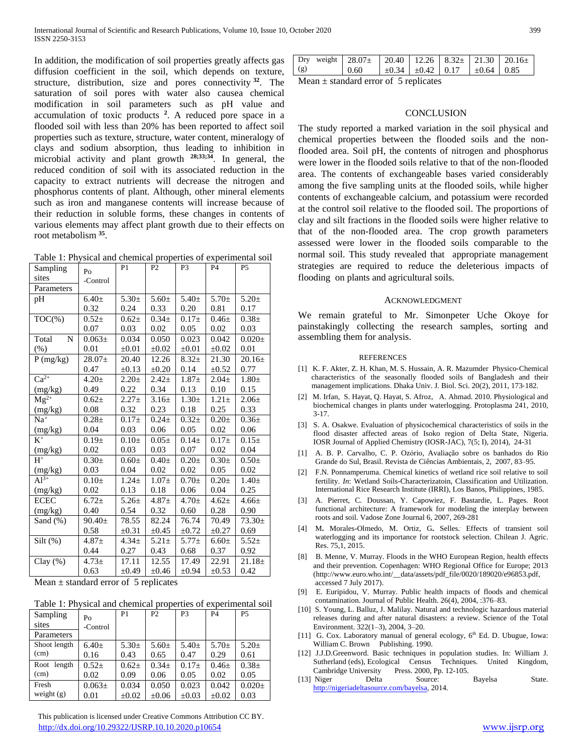In addition, the modification of soil properties greatly affects gas diffusion coefficient in the soil, which depends on texture, structure, distribution, size and pores connectivity [32]. The saturation of soil pores with water also causea chemical modification in soil parameters such as pH value and accumulation of toxic products [2]. A reduced pore space in a flooded soil with less than 20% has been reported to affect soil properties such as texture, structure, water content, mineralogy of clays and sodium absorption, thus leading to inhibition in microbial activity and plant growth [28;33;34]. In general, the reduced condition of soil with its associated reduction in the capacity to extract nutrients will decrease the nitrogen and phosphorus contents of plant. Although, other mineral elements such as iron and manganese contents will increase because of their reduction in soluble forms, these changes in contents of various elements may affect plant growth due to their effects on root metabolism [35].

Table 1: Physical and chemical properties of experimental soil

| Sampling sites / Parameters | Po -Control | P1 | P2 | P3 | P4 | P5 |
|---|---|---|---|---|---|---|
| pH | 6.40± 0.32 | 5.30± 0.24 | 5.60± 0.33 | 5.40± 0.20 | 5.70± 0.81 | 5.20± 0.17 |
| TOC(%) | 0.52± 0.07 | 0.62± 0.03 | 0.34± 0.02 | 0.17± 0.05 | 0.46± 0.02 | 0.38± 0.03 |
| Total N (%) | 0.063± 0.01 | 0.034 ±0.01 | 0.050 ±0.02 | 0.023 ±0.01 | 0.042 ±0.02 | 0.020± 0.01 |
| P (mg/kg) | 28.07± 0.47 | 20.40 ±0.13 | 12.26 ±0.20 | 8.32± 0.14 | 21.30 ±0.52 | 20.16± 0.77 |
| $Ca^{2+}$ (mg/kg) | 4.20± 0.49 | 2.20± 0.22 | 2.42± 0.34 | 1.87± 0.13 | 2.04± 0.10 | 1.80± 0.15 |
| $Mg^{2+}$ (mg/kg) | 0.62± 0.08 | 2.27± 0.32 | 3.16± 0.23 | 1.30± 0.18 | 1.21± 0.25 | 2.06± 0.33 |
| $Na^{+}$ (mg/kg) | 0.28± 0.04 | 0.17± 0.03 | 0.24± 0.06 | 0.32± 0.05 | 0.20± 0.02 | 0.36± 0.06 |
| $K^{+}$ (mg/kg) | 0.19± 0.02 | 0.10± 0.03 | 0.05± 0.03 | 0.14± 0.07 | 0.17± 0.02 | 0.15± 0.04 |
| $H^{+}$ (mg/kg) | 0.30± 0.03 | 0.60± 0.04 | 0.40± 0.02 | 0.20± 0.02 | 0.30± 0.05 | 0.50± 0.02 |
| $Al^{3+}$ (mg/kg) | 0.10± 0.02 | 1.24± 0.13 | 1.07± 0.18 | 0.70± 0.06 | 0.20± 0.04 | 1.40± 0.25 |
| ECEC (mg/kg) | 6.72± 0.40 | 5.26± 0.54 | 4.87± 0.32 | 4.70± 0.60 | 4.62± 0.28 | 4.66± 0.90 |
| Sand (%) | 90.40± 0.58 | 78.55 ±0.31 | 82.24 ±0.45 | 76.74 ±0.72 | 70.49 ±0.27 | 73.30± 0.69 |
| Silt (%) | 4.87± 0.44 | 4.34± 0.27 | 5.21± 0.43 | 5.77± 0.68 | 6.60± 0.37 | 5.52± 0.92 |
| Clay (%) | 4.73± 0.63 | 17.11 ±0.49 | 12.55 ±0.46 | 17.49 ±0.94 | 22.91 ±0.53 | 21.18± 0.42 |

Mean ± standard error of 5 replicates

Table 1: Physical and chemical properties of experimental soil

| Sampling sites / Parameters | Po -Control | P1 | P2 | P3 | P4 | P5 |
|---|---|---|---|---|---|---|
| Shoot length (cm) | 6.40± 0.16 | 5.30± 0.43 | 5.60± 0.65 | 5.40± 0.47 | 5.70± 0.29 | 5.20± 0.61 |
| Root length (cm) | 0.52± 0.02 | 0.62± 0.09 | 0.34± 0.06 | 0.17± 0.05 | 0.46± 0.02 | 0.38± 0.05 |
| Fresh weight (g) | 0.063± 0.01 | 0.034 ±0.02 | 0.050 ±0.06 | 0.023 ±0.03 | 0.042 ±0.02 | 0.020± 0.03 |
| Dry weight (g) | 28.07± 0.60 | 20.40 ±0.34 | 12.26 ±0.42 | 8.32± 0.17 | 21.30 ±0.64 | 20.16± 0.85 |

Mean ± standard error of 5 replicates

## CONCLUSION

The study reported a marked variation in the soil physical and chemical properties between the flooded soils and the non-flooded area. Soil pH, the contents of nitrogen and phosphorus were lower in the flooded soils relative to that of the non-flooded area. The contents of exchangeable bases varied considerably among the five sampling units at the flooded soils, while higher contents of exchangeable calcium, and potassium were recorded at the control soil relative to the flooded soil. The proportions of clay and silt fractions in the flooded soils were higher relative to that of the non-flooded area. The crop growth parameters assessed were lower in the flooded soils comparable to the normal soil. This study revealed that appropriate management strategies are required to reduce the deleterious impacts of flooding on plants and agricultural soils.

## ACKNOWLEDGMENT

We remain grateful to Mr. Simonpeter Uche Okoye for painstakingly collecting the research samples, sorting and assembling them for analysis.

## REFERENCES

[1] K. F. Akter, Z. H. Khan, M. S. Hussain, A. R. Mazumder Physico-Chemical characteristics of the seasonally flooded soils of Bangladesh and their management implications. Dhaka Univ. J. Biol. Sci. 20(2), 2011, 173-182.

[2] M. Irfan, S. Hayat, Q. Hayat, S. Afroz, A. Ahmad. 2010. Physiological and biochemical changes in plants under waterlogging. Protoplasma 241, 2010, 3-17.

[3] S. A. Osakwe. Evaluation of physicochemical characteristics of soils in the flood disaster affected areas of Isoko region of Delta State, Nigeria. IOSR Journal of Applied Chemistry (IOSR-JAC), 7(5; I), 2014), 24-31

[1] A. B. P. Carvalho, C. P. Ozório, Avaliação sobre os banhados do Rio Grande do Sul, Brasil. Revista de Ciências Ambientais, 2, 2007, 83–95.

[2] F.N. Ponnamperuma. Chemical kinetics of wetland rice soil relative to soil fertility. *In*: Wetland Soils-Characterizatoin, Classification and Utilization. International Rice Research Institute (IRRI), Los Banos, Philippines, 1985.

[3] A. Pierret, C. Doussan, Y. Capowiez, F. Bastardie, L. Pages. Root functional architecture: A framework for modeling the interplay between roots and soil. Vadose Zone Journal 6, 2007, 269-281

[4] M**.** Morales-Olmedo, M. Ortiz, G**.** Selles. Effects of transient soil waterlogging and its importance for rootstock selection. Chilean J. Agric. Res. 75,1, 2015.

[8] B. Menne, V. Murray. Floods in the WHO European Region, health effects and their prevention. Copenhagen: WHO Regional Office for Europe; 2013 (http://www.euro.who.int/__data/assets/pdf_file/0020/189020/e96853.pdf, accessed 7 July 2017).

[9] E. Euripidou, V. Murray. Public health impacts of floods and chemical contamination. Journal of Public Health. 26(4), 2004, :376–83.

[10] S. Young, L. Balluz, J. Malilay. Natural and technologic hazardous material releases during and after natural disasters: a review. Science of the Total Environment. 322(1–3), 2004, 3–20.

[11] G. Cox. Laboratory manual of general ecology, 6th Ed. D. Ubugue, Iowa: William C. Brown Publishing. 1990.

[12] J.J.D.Greenword. Basic techniques in population studies. In: William J. Sutherland (eds), Ecological Census Techniques. United Kingdom, Cambridge University Press. 2000, Pp. 12-105.

[13] Niger Delta Source: Bayelsa State. http://nigeriadeltasource.com/bayelsa, 2014.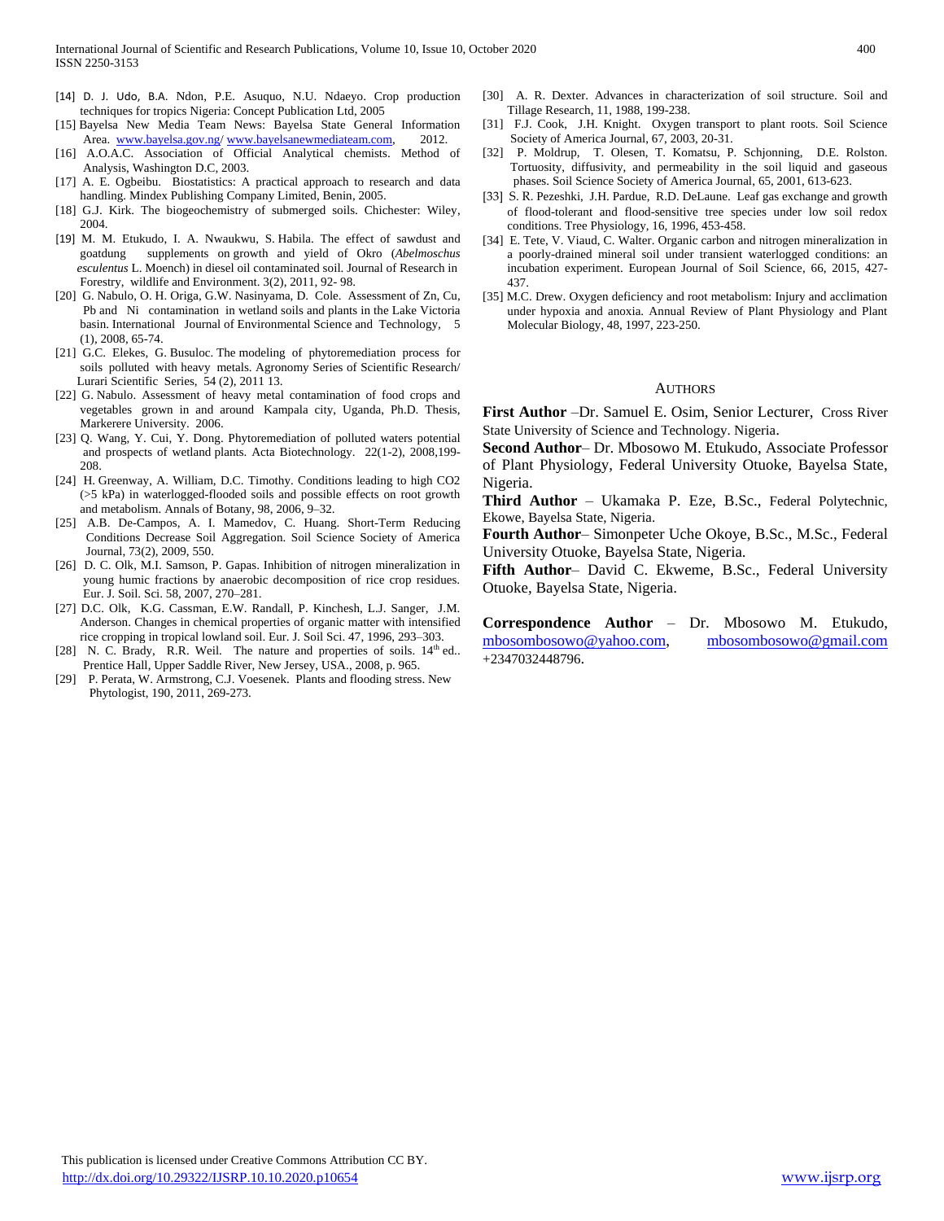[14] D. J. Udo, B.A. Ndon, P.E. Asuquo, N.U. Ndaeyo. Crop production techniques for tropics Nigeria: Concept Publication Ltd, 2005

[15] Bayelsa New Media Team News: Bayelsa State General Information Area. www.bayelsa.gov.ng/ www.bayelsanewmediateam.com, 2012.

[16] A.O.A.C. Association of Official Analytical chemists. Method of Analysis, Washington D.C, 2003.

[17] A. E. Ogbeibu. Biostatistics: A practical approach to research and data handling. Mindex Publishing Company Limited, Benin, 2005.

[18] G.J. Kirk. The biogeochemistry of submerged soils. Chichester: Wiley, 2004.

[19] M. M. Etukudo, I. A. Nwaukwu, S. Habila. The effect of sawdust and goatdung supplements on growth and yield of Okro (*Abelmoschus esculentus* L. Moench) in diesel oil contaminated soil. Journal of Research in Forestry, wildlife and Environment. 3(2), 2011, 92- 98.

[20] G. Nabulo, O. H. Origa, G.W. Nasinyama, D. Cole. Assessment of Zn, Cu, Pb and Ni contamination in wetland soils and plants in the Lake Victoria basin. International Journal of Environmental Science and Technology, 5 (1), 2008, 65-74.

[21] G.C. Elekes, G. Busuloc. The modeling of phytoremediation process for soils polluted with heavy metals. Agronomy Series of Scientific Research/ Lurari Scientific Series, 54 (2), 2011 13.

[22] G. Nabulo. Assessment of heavy metal contamination of food crops and vegetables grown in and around Kampala city, Uganda, Ph.D. Thesis, Markerere University. 2006.

[23] Q. Wang, Y. Cui, Y. Dong. Phytoremediation of polluted waters potential and prospects of wetland plants. Acta Biotechnology. 22(1-2), 2008,199-208.

[24] H. Greenway, A. William, D.C. Timothy. Conditions leading to high CO2 (>5 kPa) in waterlogged-flooded soils and possible effects on root growth and metabolism. Annals of Botany, 98, 2006, 9–32.

[25] A.B. De-Campos, A. I. Mamedov, C. Huang. Short-Term Reducing Conditions Decrease Soil Aggregation. Soil Science Society of America Journal, 73(2), 2009, 550.

[26] D. C. Olk, M.I. Samson, P. Gapas. Inhibition of nitrogen mineralization in young humic fractions by anaerobic decomposition of rice crop residues. Eur. J. Soil. Sci. 58, 2007, 270–281.

[27] D.C. Olk, K.G. Cassman, E.W. Randall, P. Kinchesh, L.J. Sanger, J.M. Anderson. Changes in chemical properties of organic matter with intensified rice cropping in tropical lowland soil. Eur. J. Soil Sci. 47, 1996, 293–303.

[28] N. C. Brady, R.R. Weil. The nature and properties of soils. 14th ed.. Prentice Hall, Upper Saddle River, New Jersey, USA., 2008, p. 965.

[29] P. Perata, W. Armstrong, C.J. Voesenek. Plants and flooding stress. New Phytologist, 190, 2011, 269-273.

[30] A. R. Dexter. Advances in characterization of soil structure. Soil and Tillage Research, 11, 1988, 199-238.

[31] F.J. Cook, J.H. Knight. Oxygen transport to plant roots. Soil Science Society of America Journal, 67, 2003, 20-31.

[32] P. Moldrup, T. Olesen, T. Komatsu, P. Schjonning, D.E. Rolston. Tortuosity, diffusivity, and permeability in the soil liquid and gaseous phases. Soil Science Society of America Journal, 65, 2001, 613-623.

[33] S. R. Pezeshki, J.H. Pardue, R.D. DeLaune. Leaf gas exchange and growth of flood-tolerant and flood-sensitive tree species under low soil redox conditions. Tree Physiology, 16, 1996, 453-458.

[34] E. Tete, V. Viaud, C. Walter. Organic carbon and nitrogen mineralization in a poorly-drained mineral soil under transient waterlogged conditions: an incubation experiment. European Journal of Soil Science, 66, 2015, 427-437.

[35] M.C. Drew. Oxygen deficiency and root metabolism: Injury and acclimation under hypoxia and anoxia. Annual Review of Plant Physiology and Plant Molecular Biology, 48, 1997, 223-250.

## AUTHORS

**First Author** –Dr. Samuel E. Osim, Senior Lecturer, Cross River State University of Science and Technology. Nigeria.

**Second Author**– Dr. Mbosowo M. Etukudo, Associate Professor of Plant Physiology, Federal University Otuoke, Bayelsa State, Nigeria.

**Third Author** – Ukamaka P. Eze, B.Sc., Federal Polytechnic, Ekowe, Bayelsa State, Nigeria.

**Fourth Author**– Simonpeter Uche Okoye, B.Sc., M.Sc., Federal University Otuoke, Bayelsa State, Nigeria.

**Fifth Author**– David C. Ekweme, B.Sc., Federal University Otuoke, Bayelsa State, Nigeria.

**Correspondence Author** – Dr. Mbosowo M. Etukudo, mbosombosowo@yahoo.com, mbosombosowo@gmail.com +2347032448796.